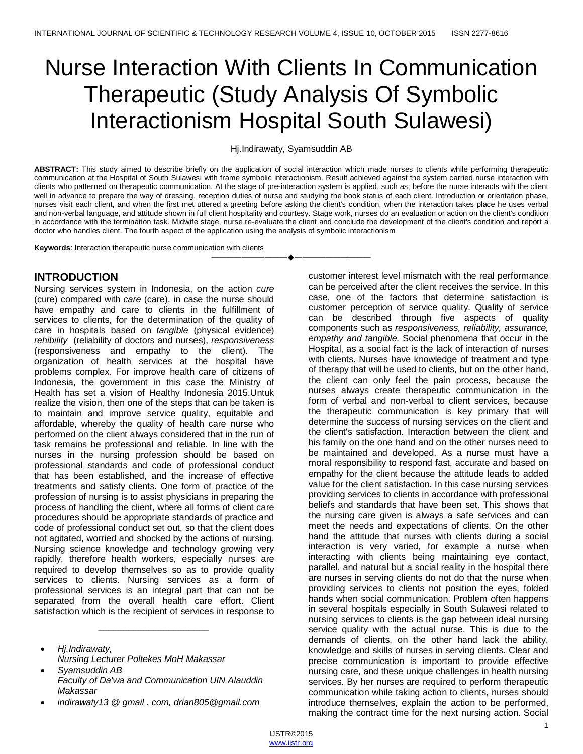# Nurse Interaction With Clients In Communication Therapeutic (Study Analysis Of Symbolic Interactionism Hospital South Sulawesi)

Hj.Indirawaty, Syamsuddin AB

**ABSTRACT:** This study aimed to describe briefly on the application of social interaction which made nurses to clients while performing therapeutic communication at the Hospital of South Sulawesi with frame symbolic interactionism. Result achieved against the system carried nurse interaction with clients who patterned on therapeutic communication. At the stage of pre-interaction system is applied, such as; before the nurse interacts with the client well in advance to prepare the way of dressing, reception duties of nurse and studying the book status of each client. Introduction or orientation phase, nurses visit each client, and when the first met uttered a greeting before asking the client's condition, when the interaction takes place he uses verbal and non-verbal language, and attitude shown in full client hospitality and courtesy. Stage work, nurses do an evaluation or action on the client's condition in accordance with the termination task. Midwife stage, nurse re-evaluate the client and conclude the development of the client's condition and report a doctor who handles client. The fourth aspect of the application using the analysis of symbolic interactionism

**Keywords**: Interaction therapeutic nurse communication with clients

---

## INTRODUCTION

Nursing services system in Indonesia, on the action *cure* (cure) compared with *care* (care), in case the nurse should have empathy and care to clients in the fulfillment of services to clients, for the determination of the quality of care in hospitals based on *tangible* (physical evidence) *rehibility* (reliability of doctors and nurses), *responsiveness* (responsiveness and empathy to the client). The organization of health services at the hospital have problems complex. For improve health care of citizens of Indonesia, the government in this case the Ministry of Health has set a vision of Healthy Indonesia 2015.Untuk realize the vision, then one of the steps that can be taken is to maintain and improve service quality, equitable and affordable, whereby the quality of health care nurse who performed on the client always considered that in the run of task remains be professional and reliable. In line with the nurses in the nursing profession should be based on professional standards and code of professional conduct that has been established, and the increase of effective treatments and satisfy clients. One form of practice of the profession of nursing is to assist physicians in preparing the process of handling the client, where all forms of client care procedures should be appropriate standards of practice and code of professional conduct set out, so that the client does not agitated, worried and shocked by the actions of nursing. Nursing science knowledge and technology growing very rapidly, therefore health workers, especially nurses are required to develop themselves so as to provide quality services to clients. Nursing services as a form of professional services is an integral part that can not be separated from the overall health care effort. Client satisfaction which is the recipient of services in response to customer interest level mismatch with the real performance can be perceived after the client receives the service. In this case, one of the factors that determine satisfaction is customer perception of service quality. Quality of service can be described through five aspects of quality components such as *responsiveness, reliability, assurance, empathy and tangible.* Social phenomena that occur in the Hospital, as a social fact is the lack of interaction of nurses with clients. Nurses have knowledge of treatment and type of therapy that will be used to clients, but on the other hand, the client can only feel the pain process, because the nurses always create therapeutic communication in the form of verbal and non-verbal to client services, because the therapeutic communication is key primary that will determine the success of nursing services on the client and the client's satisfaction. Interaction between the client and his family on the one hand and on the other nurses need to be maintained and developed. As a nurse must have a moral responsibility to respond fast, accurate and based on empathy for the client because the attitude leads to added value for the client satisfaction. In this case nursing services providing services to clients in accordance with professional beliefs and standards that have been set. This shows that the nursing care given is always a safe services and can meet the needs and expectations of clients. On the other hand the attitude that nurses with clients during a social interaction is very varied, for example a nurse when interacting with clients being maintaining eye contact, parallel, and natural but a social reality in the hospital there are nurses in serving clients do not do that the nurse when providing services to clients not position the eyes, folded hands when social communication. Problem often happens in several hospitals especially in South Sulawesi related to nursing services to clients is the gap between ideal nursing service quality with the actual nurse. This is due to the demands of clients, on the other hand lack the ability, knowledge and skills of nurses in serving clients. Clear and precise communication is important to provide effective nursing care, and these unique challenges in health nursing services. By her nurses are required to perform therapeutic communication while taking action to clients, nurses should introduce themselves, explain the action to be performed, making the contract time for the next nursing action. Social

---

- *Hj.Indirawaty, Nursing Lecturer Poltekes MoH Makassar*
- *Syamsuddin AB Faculty of Da'wa and Communication UIN Alauddin Makassar*
- *indirawaty13 @ gmail . com, drian805@gmail.com*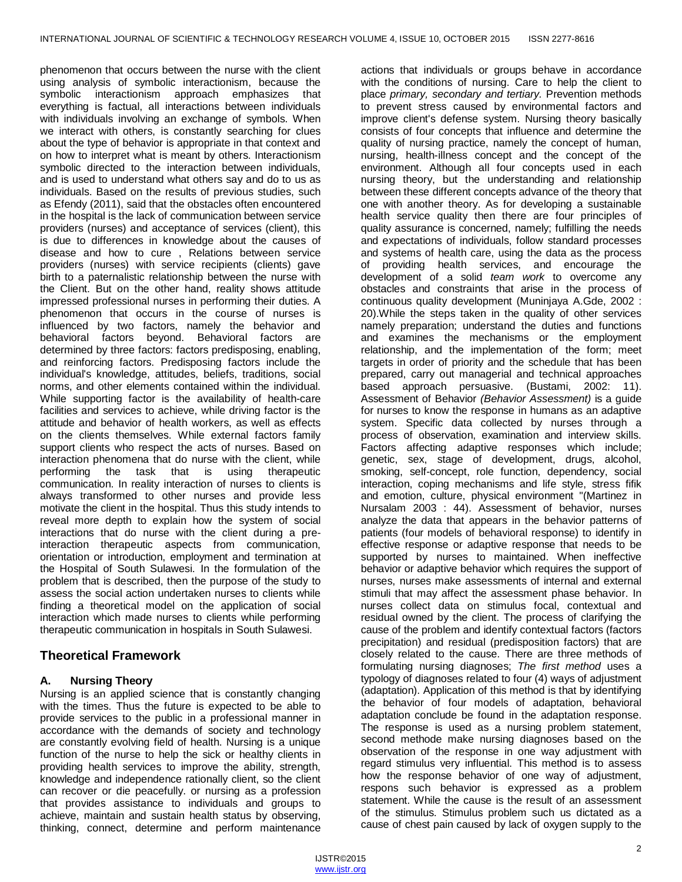phenomenon that occurs between the nurse with the client using analysis of symbolic interactionism, because the symbolic interactionism approach emphasizes that everything is factual, all interactions between individuals with individuals involving an exchange of symbols. When we interact with others, is constantly searching for clues about the type of behavior is appropriate in that context and on how to interpret what is meant by others. Interactionism symbolic directed to the interaction between individuals, and is used to understand what others say and do to us as individuals. Based on the results of previous studies, such as Efendy (2011), said that the obstacles often encountered in the hospital is the lack of communication between service providers (nurses) and acceptance of services (client), this is due to differences in knowledge about the causes of disease and how to cure , Relations between service providers (nurses) with service recipients (clients) gave birth to a paternalistic relationship between the nurse with the Client. But on the other hand, reality shows attitude impressed professional nurses in performing their duties. A phenomenon that occurs in the course of nurses is influenced by two factors, namely the behavior and behavioral factors beyond. Behavioral factors are determined by three factors: factors predisposing, enabling, and reinforcing factors. Predisposing factors include the individual's knowledge, attitudes, beliefs, traditions, social norms, and other elements contained within the individual. While supporting factor is the availability of health-care facilities and services to achieve, while driving factor is the attitude and behavior of health workers, as well as effects on the clients themselves. While external factors family support clients who respect the acts of nurses. Based on interaction phenomena that do nurse with the client, while performing the task that is using therapeutic communication. In reality interaction of nurses to clients is always transformed to other nurses and provide less motivate the client in the hospital. Thus this study intends to reveal more depth to explain how the system of social interactions that do nurse with the client during a pre-interaction therapeutic aspects from communication, orientation or introduction, employment and termination at the Hospital of South Sulawesi. In the formulation of the problem that is described, then the purpose of the study to assess the social action undertaken nurses to clients while finding a theoretical model on the application of social interaction which made nurses to clients while performing therapeutic communication in hospitals in South Sulawesi.

## Theoretical Framework

### A. Nursing Theory

Nursing is an applied science that is constantly changing with the times. Thus the future is expected to be able to provide services to the public in a professional manner in accordance with the demands of society and technology are constantly evolving field of health. Nursing is a unique function of the nurse to help the sick or healthy clients in providing health services to improve the ability, strength, knowledge and independence rationally client, so the client can recover or die peacefully. or nursing as a profession that provides assistance to individuals and groups to achieve, maintain and sustain health status by observing, thinking, connect, determine and perform maintenance actions that individuals or groups behave in accordance with the conditions of nursing. Care to help the client to place *primary, secondary and tertiary.* Prevention methods to prevent stress caused by environmental factors and improve client's defense system. Nursing theory basically consists of four concepts that influence and determine the quality of nursing practice, namely the concept of human, nursing, health-illness concept and the concept of the environment. Although all four concepts used in each nursing theory, but the understanding and relationship between these different concepts advance of the theory that one with another theory. As for developing a sustainable health service quality then there are four principles of quality assurance is concerned, namely; fulfilling the needs and expectations of individuals, follow standard processes and systems of health care, using the data as the process of providing health services, and encourage the development of a solid *team work* to overcome any obstacles and constraints that arise in the process of continuous quality development (Muninjaya A.Gde, 2002 : 20).While the steps taken in the quality of other services namely preparation; understand the duties and functions and examines the mechanisms or the employment relationship, and the implementation of the form; meet targets in order of priority and the schedule that has been prepared, carry out managerial and technical approaches based approach persuasive. (Bustami, 2002: 11). Assessment of Behavior *(Behavior Assessment)* is a guide for nurses to know the response in humans as an adaptive system. Specific data collected by nurses through a process of observation, examination and interview skills. Factors affecting adaptive responses which include; genetic, sex, stage of development, drugs, alcohol, smoking, self-concept, role function, dependency, social interaction, coping mechanisms and life style, stress fifik and emotion, culture, physical environment "(Martinez in Nursalam 2003 : 44). Assessment of behavior, nurses analyze the data that appears in the behavior patterns of patients (four models of behavioral response) to identify in effective response or adaptive response that needs to be supported by nurses to maintained. When ineffective behavior or adaptive behavior which requires the support of nurses, nurses make assessments of internal and external stimuli that may affect the assessment phase behavior. In nurses collect data on stimulus focal, contextual and residual owned by the client. The process of clarifying the cause of the problem and identify contextual factors (factors precipitation) and residual (predisposition factors) that are closely related to the cause. There are three methods of formulating nursing diagnoses; *The first method* uses a typology of diagnoses related to four (4) ways of adjustment (adaptation). Application of this method is that by identifying the behavior of four models of adaptation, behavioral adaptation conclude be found in the adaptation response. The response is used as a nursing problem statement, second methode make nursing diagnoses based on the observation of the response in one way adjustment with regard stimulus very influential. This method is to assess how the response behavior of one way of adjustment, respons such behavior is expressed as a problem statement. While the cause is the result of an assessment of the stimulus. Stimulus problem such us dictated as a cause of chest pain caused by lack of oxygen supply to the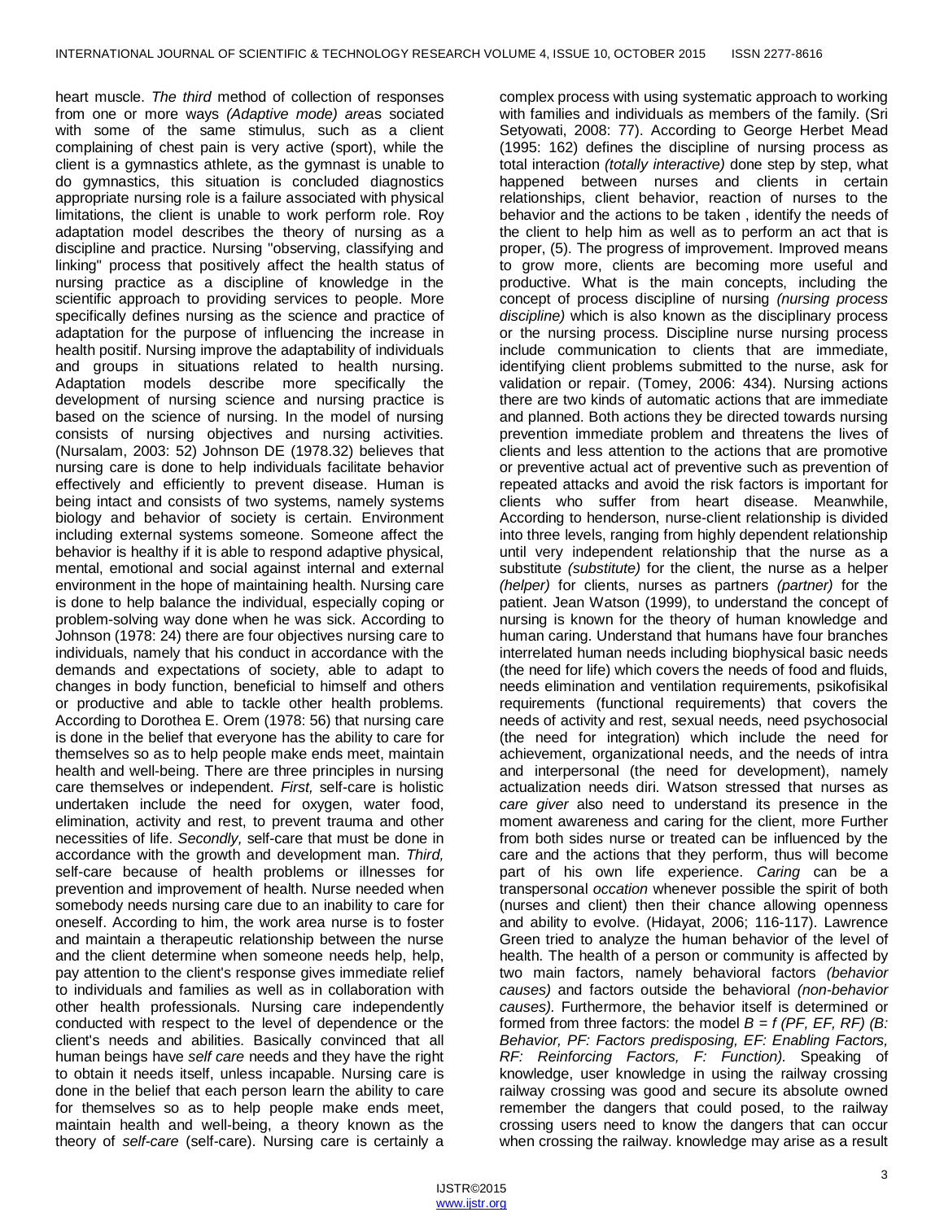heart muscle. *The third* method of collection of responses from one or more ways *(Adaptive mode) are*as sociated with some of the same stimulus, such as a client complaining of chest pain is very active (sport), while the client is a gymnastics athlete, as the gymnast is unable to do gymnastics, this situation is concluded diagnostics appropriate nursing role is a failure associated with physical limitations, the client is unable to work perform role. Roy adaptation model describes the theory of nursing as a discipline and practice. Nursing "observing, classifying and linking" process that positively affect the health status of nursing practice as a discipline of knowledge in the scientific approach to providing services to people. More specifically defines nursing as the science and practice of adaptation for the purpose of influencing the increase in health positif. Nursing improve the adaptability of individuals and groups in situations related to health nursing. Adaptation models describe more specifically the development of nursing science and nursing practice is based on the science of nursing. In the model of nursing consists of nursing objectives and nursing activities. (Nursalam, 2003: 52) Johnson DE (1978.32) believes that nursing care is done to help individuals facilitate behavior effectively and efficiently to prevent disease. Human is being intact and consists of two systems, namely systems biology and behavior of society is certain. Environment including external systems someone. Someone affect the behavior is healthy if it is able to respond adaptive physical, mental, emotional and social against internal and external environment in the hope of maintaining health. Nursing care is done to help balance the individual, especially coping or problem-solving way done when he was sick. According to Johnson (1978: 24) there are four objectives nursing care to individuals, namely that his conduct in accordance with the demands and expectations of society, able to adapt to changes in body function, beneficial to himself and others or productive and able to tackle other health problems. According to Dorothea E. Orem (1978: 56) that nursing care is done in the belief that everyone has the ability to care for themselves so as to help people make ends meet, maintain health and well-being. There are three principles in nursing care themselves or independent. *First,* self-care is holistic undertaken include the need for oxygen, water food, elimination, activity and rest, to prevent trauma and other necessities of life. *Secondly,* self-care that must be done in accordance with the growth and development man. *Third,* self-care because of health problems or illnesses for prevention and improvement of health. Nurse needed when somebody needs nursing care due to an inability to care for oneself. According to him, the work area nurse is to foster and maintain a therapeutic relationship between the nurse and the client determine when someone needs help, help, pay attention to the client's response gives immediate relief to individuals and families as well as in collaboration with other health professionals. Nursing care independently conducted with respect to the level of dependence or the client's needs and abilities. Basically convinced that all human beings have *self care* needs and they have the right to obtain it needs itself, unless incapable. Nursing care is done in the belief that each person learn the ability to care for themselves so as to help people make ends meet, maintain health and well-being, a theory known as the theory of *self-care* (self-care). Nursing care is certainly a complex process with using systematic approach to working with families and individuals as members of the family. (Sri Setyowati, 2008: 77). According to George Herbet Mead (1995: 162) defines the discipline of nursing process as total interaction *(totally interactive)* done step by step, what happened between nurses and clients in certain relationships, client behavior, reaction of nurses to the behavior and the actions to be taken , identify the needs of the client to help him as well as to perform an act that is proper, (5). The progress of improvement. Improved means to grow more, clients are becoming more useful and productive. What is the main concepts, including the concept of process discipline of nursing *(nursing process discipline)* which is also known as the disciplinary process or the nursing process. Discipline nurse nursing process include communication to clients that are immediate, identifying client problems submitted to the nurse, ask for validation or repair. (Tomey, 2006: 434). Nursing actions there are two kinds of automatic actions that are immediate and planned. Both actions they be directed towards nursing prevention immediate problem and threatens the lives of clients and less attention to the actions that are promotive or preventive actual act of preventive such as prevention of repeated attacks and avoid the risk factors is important for clients who suffer from heart disease. Meanwhile, According to henderson, nurse-client relationship is divided into three levels, ranging from highly dependent relationship until very independent relationship that the nurse as a substitute *(substitute)* for the client, the nurse as a helper *(helper)* for clients, nurses as partners *(partner)* for the patient. Jean Watson (1999), to understand the concept of nursing is known for the theory of human knowledge and human caring. Understand that humans have four branches interrelated human needs including biophysical basic needs (the need for life) which covers the needs of food and fluids, needs elimination and ventilation requirements, psikofisikal requirements (functional requirements) that covers the needs of activity and rest, sexual needs, need psychosocial (the need for integration) which include the need for achievement, organizational needs, and the needs of intra and interpersonal (the need for development), namely actualization needs diri. Watson stressed that nurses as *care giver* also need to understand its presence in the moment awareness and caring for the client, more Further from both sides nurse or treated can be influenced by the care and the actions that they perform, thus will become part of his own life experience. *Caring* can be a transpersonal *occation* whenever possible the spirit of both (nurses and client) then their chance allowing openness and ability to evolve. (Hidayat, 2006; 116-117). Lawrence Green tried to analyze the human behavior of the level of health. The health of a person or community is affected by two main factors, namely behavioral factors *(behavior causes)* and factors outside the behavioral *(non-behavior causes).* Furthermore, the behavior itself is determined or formed from three factors: the model *B = f (PF, EF, RF) (B: Behavior, PF: Factors predisposing, EF: Enabling Factors, RF: Reinforcing Factors, F: Function).* Speaking of knowledge, user knowledge in using the railway crossing railway crossing was good and secure its absolute owned remember the dangers that could posed, to the railway crossing users need to know the dangers that can occur when crossing the railway. knowledge may arise as a result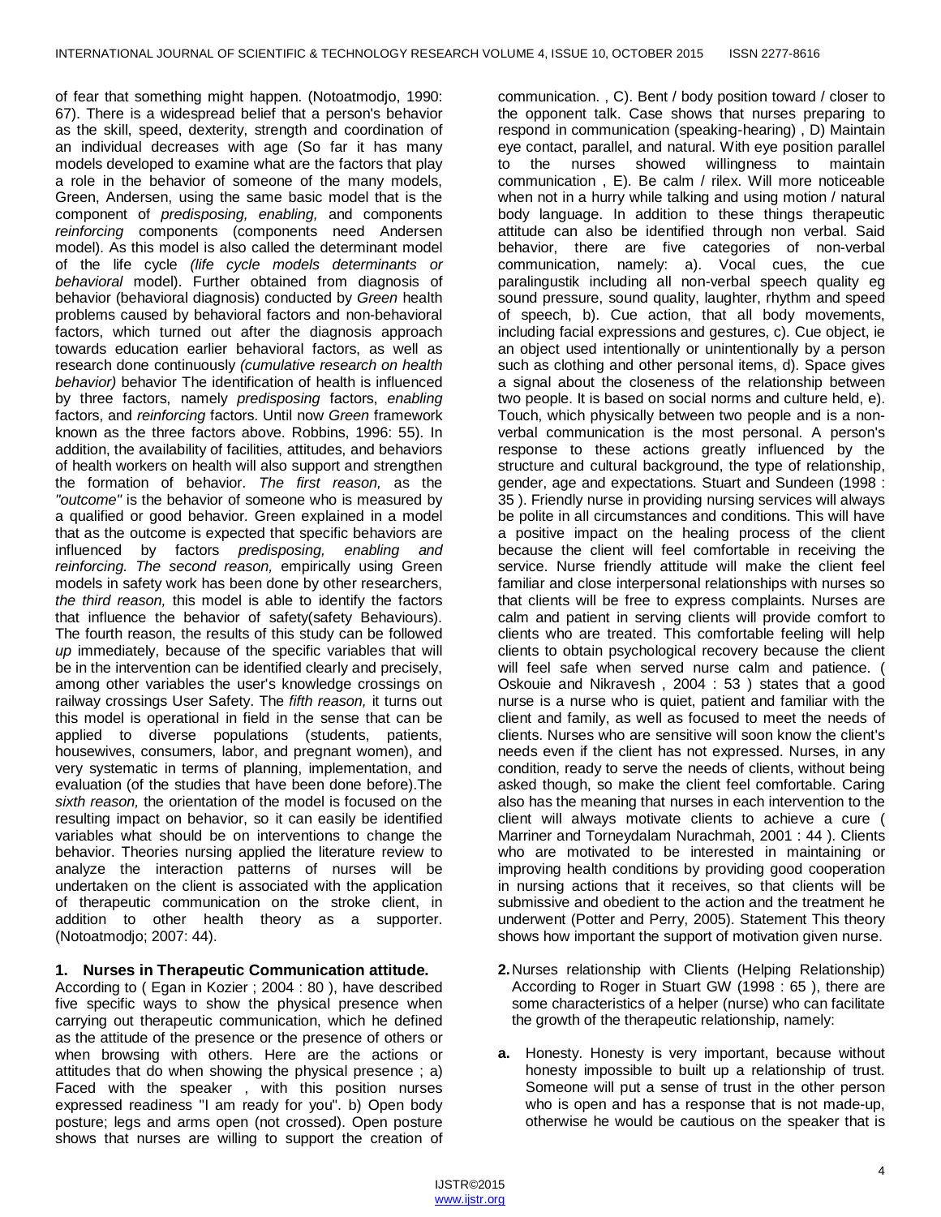of fear that something might happen. (Notoatmodjo, 1990: 67). There is a widespread belief that a person's behavior as the skill, speed, dexterity, strength and coordination of an individual decreases with age (So far it has many models developed to examine what are the factors that play a role in the behavior of someone of the many models, Green, Andersen, using the same basic model that is the component of *predisposing, enabling,* and components *reinforcing* components (components need Andersen model). As this model is also called the determinant model of the life cycle *(life cycle models determinants or behavioral* model). Further obtained from diagnosis of behavior (behavioral diagnosis) conducted by *Green* health problems caused by behavioral factors and non-behavioral factors, which turned out after the diagnosis approach towards education earlier behavioral factors, as well as research done continuously *(cumulative research on health behavior)* behavior The identification of health is influenced by three factors, namely *predisposing* factors, *enabling* factors, and *reinforcing* factors. Until now *Green* framework known as the three factors above. Robbins, 1996: 55). In addition, the availability of facilities, attitudes, and behaviors of health workers on health will also support and strengthen the formation of behavior. *The first reason,* as the *"outcome"* is the behavior of someone who is measured by a qualified or good behavior. Green explained in a model that as the outcome is expected that specific behaviors are influenced by factors *predisposing, enabling and reinforcing. The second reason,* empirically using Green models in safety work has been done by other researchers, *the third reason,* this model is able to identify the factors that influence the behavior of safety(safety Behaviours). The fourth reason, the results of this study can be followed *up* immediately, because of the specific variables that will be in the intervention can be identified clearly and precisely, among other variables the user's knowledge crossings on railway crossings User Safety. The *fifth reason,* it turns out this model is operational in field in the sense that can be applied to diverse populations (students, patients, housewives, consumers, labor, and pregnant women), and very systematic in terms of planning, implementation, and evaluation (of the studies that have been done before).The *sixth reason,* the orientation of the model is focused on the resulting impact on behavior, so it can easily be identified variables what should be on interventions to change the behavior. Theories nursing applied the literature review to analyze the interaction patterns of nurses will be undertaken on the client is associated with the application of therapeutic communication on the stroke client, in addition to other health theory as a supporter. (Notoatmodjo; 2007: 44).

**1. Nurses in Therapeutic Communication attitude.**

According to ( Egan in Kozier ; 2004 : 80 ), have described five specific ways to show the physical presence when carrying out therapeutic communication, which he defined as the attitude of the presence or the presence of others or when browsing with others. Here are the actions or attitudes that do when showing the physical presence ; a) Faced with the speaker , with this position nurses expressed readiness "I am ready for you". b) Open body posture; legs and arms open (not crossed). Open posture shows that nurses are willing to support the creation of communication. , C). Bent / body position toward / closer to the opponent talk. Case shows that nurses preparing to respond in communication (speaking-hearing) , D) Maintain eye contact, parallel, and natural. With eye position parallel to the nurses showed willingness to maintain communication , E). Be calm / rilex. Will more noticeable when not in a hurry while talking and using motion / natural body language. In addition to these things therapeutic attitude can also be identified through non verbal. Said behavior, there are five categories of non-verbal communication, namely: a). Vocal cues, the cue paralingustik including all non-verbal speech quality eg sound pressure, sound quality, laughter, rhythm and speed of speech, b). Cue action, that all body movements, including facial expressions and gestures, c). Cue object, ie an object used intentionally or unintentionally by a person such as clothing and other personal items, d). Space gives a signal about the closeness of the relationship between two people. It is based on social norms and culture held, e). Touch, which physically between two people and is a non-verbal communication is the most personal. A person's response to these actions greatly influenced by the structure and cultural background, the type of relationship, gender, age and expectations. Stuart and Sundeen (1998 : 35 ). Friendly nurse in providing nursing services will always be polite in all circumstances and conditions. This will have a positive impact on the healing process of the client because the client will feel comfortable in receiving the service. Nurse friendly attitude will make the client feel familiar and close interpersonal relationships with nurses so that clients will be free to express complaints. Nurses are calm and patient in serving clients will provide comfort to clients who are treated. This comfortable feeling will help clients to obtain psychological recovery because the client will feel safe when served nurse calm and patience. ( Oskouie and Nikravesh , 2004 : 53 ) states that a good nurse is a nurse who is quiet, patient and familiar with the client and family, as well as focused to meet the needs of clients. Nurses who are sensitive will soon know the client's needs even if the client has not expressed. Nurses, in any condition, ready to serve the needs of clients, without being asked though, so make the client feel comfortable. Caring also has the meaning that nurses in each intervention to the client will always motivate clients to achieve a cure ( Marriner and Torneydalam Nurachmah, 2001 : 44 ). Clients who are motivated to be interested in maintaining or improving health conditions by providing good cooperation in nursing actions that it receives, so that clients will be submissive and obedient to the action and the treatment he underwent (Potter and Perry, 2005). Statement This theory shows how important the support of motivation given nurse.

**2.** Nurses relationship with Clients (Helping Relationship) According to Roger in Stuart GW (1998 : 65 ), there are some characteristics of a helper (nurse) who can facilitate the growth of the therapeutic relationship, namely:

**a.** Honesty. Honesty is very important, because without honesty impossible to built up a relationship of trust. Someone will put a sense of trust in the other person who is open and has a response that is not made-up, otherwise he would be cautious on the speaker that is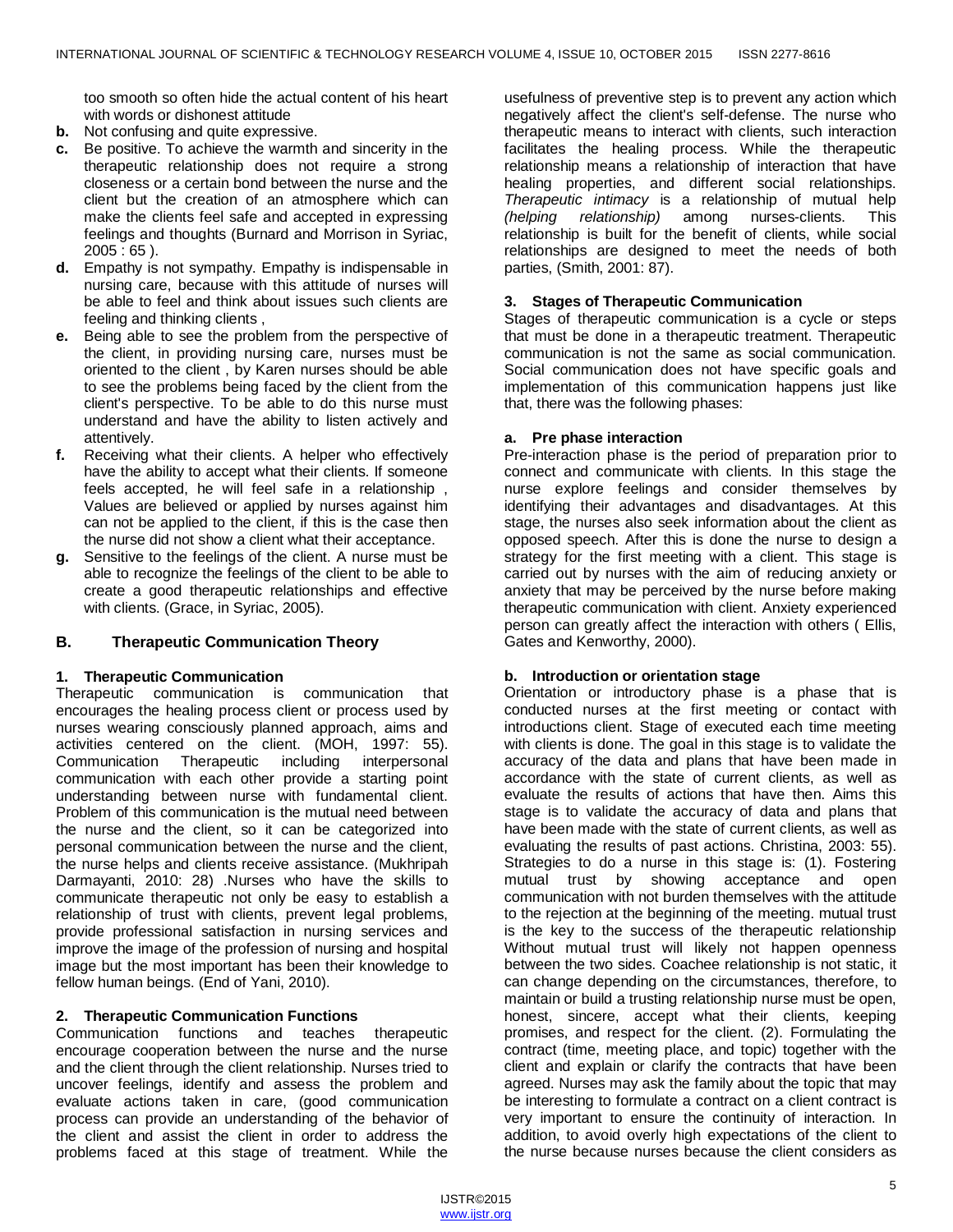too smooth so often hide the actual content of his heart with words or dishonest attitude

**b.** Not confusing and quite expressive.

**c.** Be positive. To achieve the warmth and sincerity in the therapeutic relationship does not require a strong closeness or a certain bond between the nurse and the client but the creation of an atmosphere which can make the clients feel safe and accepted in expressing feelings and thoughts (Burnard and Morrison in Syriac, 2005 : 65 ).

**d.** Empathy is not sympathy. Empathy is indispensable in nursing care, because with this attitude of nurses will be able to feel and think about issues such clients are feeling and thinking clients ,

**e.** Being able to see the problem from the perspective of the client, in providing nursing care, nurses must be oriented to the client , by Karen nurses should be able to see the problems being faced by the client from the client's perspective. To be able to do this nurse must understand and have the ability to listen actively and attentively.

**f.** Receiving what their clients. A helper who effectively have the ability to accept what their clients. If someone feels accepted, he will feel safe in a relationship , Values are believed or applied by nurses against him can not be applied to the client, if this is the case then the nurse did not show a client what their acceptance.

**g.** Sensitive to the feelings of the client. A nurse must be able to recognize the feelings of the client to be able to create a good therapeutic relationships and effective with clients. (Grace, in Syriac, 2005).

## B. Therapeutic Communication Theory

### 1. Therapeutic Communication

Therapeutic communication is communication that encourages the healing process client or process used by nurses wearing consciously planned approach, aims and activities centered on the client. (MOH, 1997: 55). Communication Therapeutic including interpersonal communication with each other provide a starting point understanding between nurse with fundamental client. Problem of this communication is the mutual need between the nurse and the client, so it can be categorized into personal communication between the nurse and the client, the nurse helps and clients receive assistance. (Mukhripah Darmayanti, 2010: 28) .Nurses who have the skills to communicate therapeutic not only be easy to establish a relationship of trust with clients, prevent legal problems, provide professional satisfaction in nursing services and improve the image of the profession of nursing and hospital image but the most important has been their knowledge to fellow human beings. (End of Yani, 2010).

### 2. Therapeutic Communication Functions

Communication functions and teaches therapeutic encourage cooperation between the nurse and the nurse and the client through the client relationship. Nurses tried to uncover feelings, identify and assess the problem and evaluate actions taken in care, (good communication process can provide an understanding of the behavior of the client and assist the client in order to address the problems faced at this stage of treatment. While the usefulness of preventive step is to prevent any action which negatively affect the client's self-defense. The nurse who therapeutic means to interact with clients, such interaction facilitates the healing process. While the therapeutic relationship means a relationship of interaction that have healing properties, and different social relationships. *Therapeutic intimacy* is a relationship of mutual help *(helping relationship)* among nurses-clients. This relationship is built for the benefit of clients, while social relationships are designed to meet the needs of both parties, (Smith, 2001: 87).

### 3. Stages of Therapeutic Communication

Stages of therapeutic communication is a cycle or steps that must be done in a therapeutic treatment. Therapeutic communication is not the same as social communication. Social communication does not have specific goals and implementation of this communication happens just like that, there was the following phases:

#### a. Pre phase interaction

Pre-interaction phase is the period of preparation prior to connect and communicate with clients. In this stage the nurse explore feelings and consider themselves by identifying their advantages and disadvantages. At this stage, the nurses also seek information about the client as opposed speech. After this is done the nurse to design a strategy for the first meeting with a client. This stage is carried out by nurses with the aim of reducing anxiety or anxiety that may be perceived by the nurse before making therapeutic communication with client. Anxiety experienced person can greatly affect the interaction with others ( Ellis, Gates and Kenworthy, 2000).

#### b. Introduction or orientation stage

Orientation or introductory phase is a phase that is conducted nurses at the first meeting or contact with introductions client. Stage of executed each time meeting with clients is done. The goal in this stage is to validate the accuracy of the data and plans that have been made in accordance with the state of current clients, as well as evaluate the results of actions that have then. Aims this stage is to validate the accuracy of data and plans that have been made with the state of current clients, as well as evaluating the results of past actions. Christina, 2003: 55). Strategies to do a nurse in this stage is: (1). Fostering mutual trust by showing acceptance and open communication with not burden themselves with the attitude to the rejection at the beginning of the meeting. mutual trust is the key to the success of the therapeutic relationship Without mutual trust will likely not happen openness between the two sides. Coachee relationship is not static, it can change depending on the circumstances, therefore, to maintain or build a trusting relationship nurse must be open, honest, sincere, accept what their clients, keeping promises, and respect for the client. (2). Formulating the contract (time, meeting place, and topic) together with the client and explain or clarify the contracts that have been agreed. Nurses may ask the family about the topic that may be interesting to formulate a contract on a client contract is very important to ensure the continuity of interaction. In addition, to avoid overly high expectations of the client to the nurse because nurses because the client considers as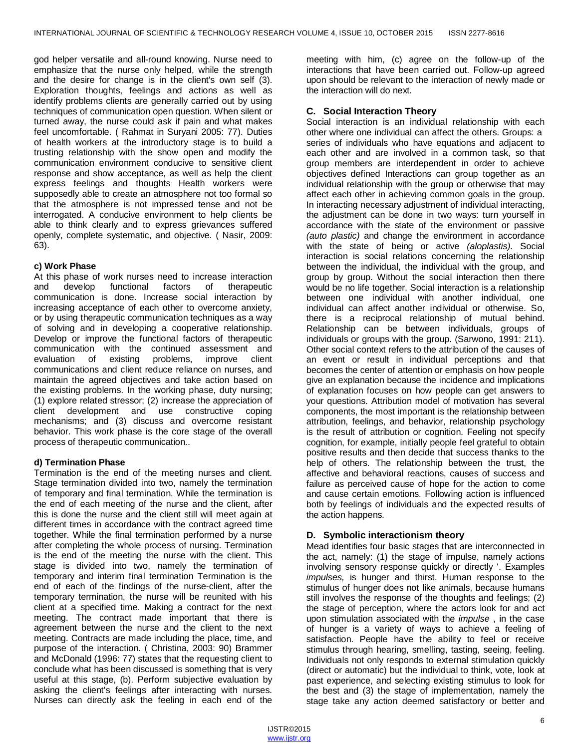god helper versatile and all-round knowing. Nurse need to emphasize that the nurse only helped, while the strength and the desire for change is in the client's own self (3). Exploration thoughts, feelings and actions as well as identify problems clients are generally carried out by using techniques of communication open question. When silent or turned away, the nurse could ask if pain and what makes feel uncomfortable. ( Rahmat in Suryani 2005: 77). Duties of health workers at the introductory stage is to build a trusting relationship with the show open and modify the communication environment conducive to sensitive client response and show acceptance, as well as help the client express feelings and thoughts Health workers were supposedly able to create an atmosphere not too formal so that the atmosphere is not impressed tense and not be interrogated. A conducive environment to help clients be able to think clearly and to express grievances suffered openly, complete systematic, and objective. ( Nasir, 2009: 63).

**c) Work Phase**

At this phase of work nurses need to increase interaction and develop functional factors of therapeutic communication is done. Increase social interaction by increasing acceptance of each other to overcome anxiety, or by using therapeutic communication techniques as a way of solving and in developing a cooperative relationship. Develop or improve the functional factors of therapeutic communication with the continued assessment and evaluation of existing problems, improve client communications and client reduce reliance on nurses, and maintain the agreed objectives and take action based on the existing problems. In the working phase, duty nursing; (1) explore related stressor; (2) increase the appreciation of client development and use constructive coping mechanisms; and (3) discuss and overcome resistant behavior. This work phase is the core stage of the overall process of therapeutic communication..

**d) Termination Phase**

Termination is the end of the meeting nurses and client. Stage termination divided into two, namely the termination of temporary and final termination. While the termination is the end of each meeting of the nurse and the client, after this is done the nurse and the client still will meet again at different times in accordance with the contract agreed time together. While the final termination performed by a nurse after completing the whole process of nursing. Termination is the end of the meeting the nurse with the client. This stage is divided into two, namely the termination of temporary and interim final termination Termination is the end of each of the findings of the nurse-client, after the temporary termination, the nurse will be reunited with his client at a specified time. Making a contract for the next meeting. The contract made important that there is agreement between the nurse and the client to the next meeting. Contracts are made including the place, time, and purpose of the interaction. ( Christina, 2003: 90) Brammer and McDonald (1996: 77) states that the requesting client to conclude what has been discussed is something that is very useful at this stage, (b). Perform subjective evaluation by asking the client's feelings after interacting with nurses. Nurses can directly ask the feeling in each end of the meeting with him, (c) agree on the follow-up of the interactions that have been carried out. Follow-up agreed upon should be relevant to the interaction of newly made or the interaction will do next.

### C. Social Interaction Theory

Social interaction is an individual relationship with each other where one individual can affect the others. Groups: a series of individuals who have equations and adjacent to each other and are involved in a common task, so that group members are interdependent in order to achieve objectives defined Interactions can group together as an individual relationship with the group or otherwise that may affect each other in achieving common goals in the group. In interacting necessary adjustment of individual interacting, the adjustment can be done in two ways: turn yourself in accordance with the state of the environment or passive *(auto plastic)* and change the environment in accordance with the state of being or active *(aloplastis).* Social interaction is social relations concerning the relationship between the individual, the individual with the group, and group by group. Without the social interaction then there would be no life together. Social interaction is a relationship between one individual with another individual, one individual can affect another individual or otherwise. So, there is a reciprocal relationship of mutual behind. Relationship can be between individuals, groups of individuals or groups with the group. (Sarwono, 1991: 211). Other social context refers to the attribution of the causes of an event or result in individual perceptions and that becomes the center of attention or emphasis on how people give an explanation because the incidence and implications of explanation focuses on how people can get answers to your questions. Attribution model of motivation has several components, the most important is the relationship between attribution, feelings, and behavior, relationship psychology is the result of attribution or cognition. Feeling not specify cognition, for example, initially people feel grateful to obtain positive results and then decide that success thanks to the help of others. The relationship between the trust, the affective and behavioral reactions, causes of success and failure as perceived cause of hope for the action to come and cause certain emotions. Following action is influenced both by feelings of individuals and the expected results of the action happens.

### D. Symbolic interactionism theory

Mead identifies four basic stages that are interconnected in the act, namely: (1) the stage of impulse, namely actions involving sensory response quickly or directly '. Examples *impulses,* is hunger and thirst. Human response to the stimulus of hunger does not like animals, because humans still involves the response of the thoughts and feelings; (2) the stage of perception, where the actors look for and act upon stimulation associated with the *impulse* , in the case of hunger is a variety of ways to achieve a feeling of satisfaction. People have the ability to feel or receive stimulus through hearing, smelling, tasting, seeing, feeling. Individuals not only responds to external stimulation quickly (direct or automatic) but the individual to think, vote, look at past experience, and selecting existing stimulus to look for the best and (3) the stage of implementation, namely the stage take any action deemed satisfactory or better and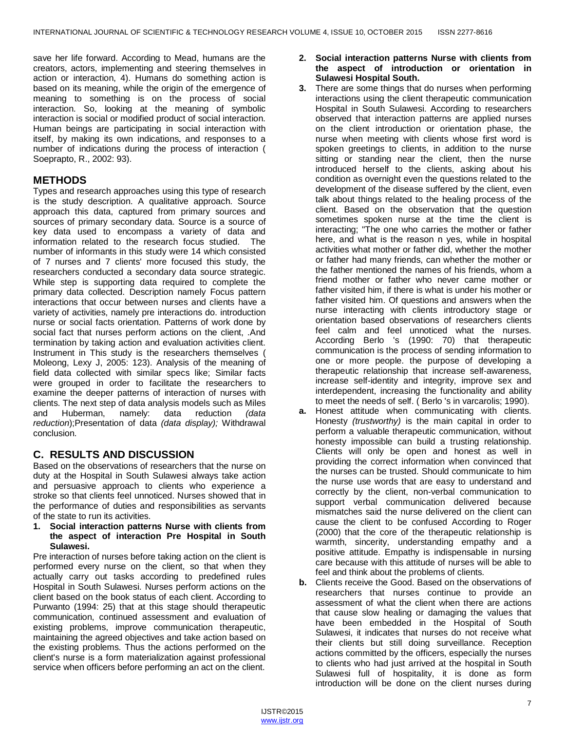save her life forward. According to Mead, humans are the creators, actors, implementing and steering themselves in action or interaction, 4). Humans do something action is based on its meaning, while the origin of the emergence of meaning to something is on the process of social interaction. So, looking at the meaning of symbolic interaction is social or modified product of social interaction. Human beings are participating in social interaction with itself, by making its own indications, and responses to a number of indications during the process of interaction ( Soeprapto, R., 2002: 93).

## METHODS

Types and research approaches using this type of research is the study description. A qualitative approach. Source approach this data, captured from primary sources and sources of primary secondary data. Source is a source of key data used to encompass a variety of data and information related to the research focus studied. The number of informants in this study were 14 which consisted of 7 nurses and 7 clients' more focused this study, the researchers conducted a secondary data source strategic. While step is supporting data required to complete the primary data collected. Description namely Focus pattern interactions that occur between nurses and clients have a variety of activities, namely pre interactions do. introduction nurse or social facts orientation. Patterns of work done by social fact that nurses perform actions on the client, .And termination by taking action and evaluation activities client. Instrument in This study is the researchers themselves ( Moleong, Lexy J, 2005: 123). Analysis of the meaning of field data collected with similar specs like; Similar facts were grouped in order to facilitate the researchers to examine the deeper patterns of interaction of nurses with clients. The next step of data analysis models such as Miles and Huberman, namely: data reduction *(data reduction)*;Presentation of data *(data display);* Withdrawal conclusion.

## C. RESULTS AND DISCUSSION

Based on the observations of researchers that the nurse on duty at the Hospital in South Sulawesi always take action and persuasive approach to clients who experience a stroke so that clients feel unnoticed. Nurses showed that in the performance of duties and responsibilities as servants of the state to run its activities.

1. **Social interaction patterns Nurse with clients from the aspect of interaction Pre Hospital in South Sulawesi.**

Pre interaction of nurses before taking action on the client is performed every nurse on the client, so that when they actually carry out tasks according to predefined rules Hospital in South Sulawesi. Nurses perform actions on the client based on the book status of each client. According to Purwanto (1994: 25) that at this stage should therapeutic communication, continued assessment and evaluation of existing problems, improve communication therapeutic, maintaining the agreed objectives and take action based on the existing problems. Thus the actions performed on the client's nurse is a form materialization against professional service when officers before performing an act on the client.

2. **Social interaction patterns Nurse with clients from the aspect of introduction or orientation in Sulawesi Hospital South.**
3. There are some things that do nurses when performing interactions using the client therapeutic communication Hospital in South Sulawesi. According to researchers observed that interaction patterns are applied nurses on the client introduction or orientation phase, the nurse when meeting with clients whose first word is spoken greetings to clients, in addition to the nurse sitting or standing near the client, then the nurse introduced herself to the clients, asking about his condition as overnight even the questions related to the development of the disease suffered by the client, even talk about things related to the healing process of the client. Based on the observation that the question sometimes spoken nurse at the time the client is interacting; "The one who carries the mother or father here, and what is the reason n yes, while in hospital activities what mother or father did, whether the mother or father had many friends, can whether the mother or the father mentioned the names of his friends, whom a friend mother or father who never came mother or father visited him, if there is what is under his mother or father visited him. Of questions and answers when the nurse interacting with clients introductory stage or orientation based observations of researchers clients feel calm and feel unnoticed what the nurses. According Berlo 's (1990: 70) that therapeutic communication is the process of sending information to one or more people. the purpose of developing a therapeutic relationship that increase self-awareness, increase self-identity and integrity, improve sex and interdependent, increasing the functionality and ability to meet the needs of self. ( Berlo 's in varcarolis; 1990).

a. Honest attitude when communicating with clients. Honesty *(trustworthy)* is the main capital in order to perform a valuable therapeutic communication, without honesty impossible can build a trusting relationship. Clients will only be open and honest as well in providing the correct information when convinced that the nurses can be trusted. Should communicate to him the nurse use words that are easy to understand and correctly by the client, non-verbal communication to support verbal communication delivered because mismatches said the nurse delivered on the client can cause the client to be confused According to Roger (2000) that the core of the therapeutic relationship is warmth, sincerity, understanding empathy and a positive attitude. Empathy is indispensable in nursing care because with this attitude of nurses will be able to feel and think about the problems of clients.

b. Clients receive the Good. Based on the observations of researchers that nurses continue to provide an assessment of what the client when there are actions that cause slow healing or damaging the values that have been embedded in the Hospital of South Sulawesi, it indicates that nurses do not receive what their clients but still doing surveillance. Reception actions committed by the officers, especially the nurses to clients who had just arrived at the hospital in South Sulawesi full of hospitality, it is done as form introduction will be done on the client nurses during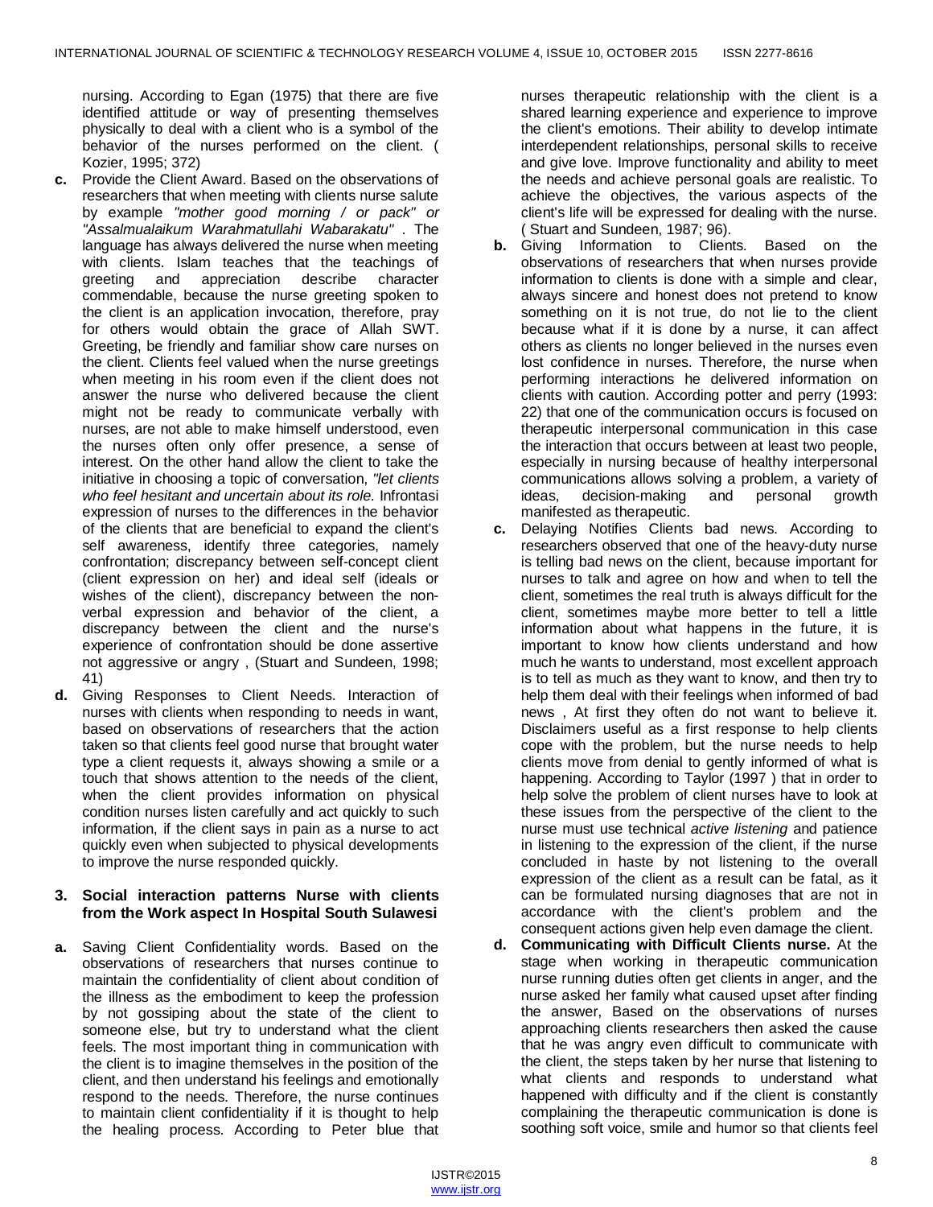nursing. According to Egan (1975) that there are five identified attitude or way of presenting themselves physically to deal with a client who is a symbol of the behavior of the nurses performed on the client. ( Kozier, 1995; 372)

**c.** Provide the Client Award. Based on the observations of researchers that when meeting with clients nurse salute by example *"mother good morning / or pack" or "Assalmualaikum Warahmatullahi Wabarakatu"* . The language has always delivered the nurse when meeting with clients. Islam teaches that the teachings of greeting and appreciation describe character commendable, because the nurse greeting spoken to the client is an application invocation, therefore, pray for others would obtain the grace of Allah SWT. Greeting, be friendly and familiar show care nurses on the client. Clients feel valued when the nurse greetings when meeting in his room even if the client does not answer the nurse who delivered because the client might not be ready to communicate verbally with nurses, are not able to make himself understood, even the nurses often only offer presence, a sense of interest. On the other hand allow the client to take the initiative in choosing a topic of conversation, *"let clients who feel hesitant and uncertain about its role.* Infrontasi expression of nurses to the differences in the behavior of the clients that are beneficial to expand the client's self awareness, identify three categories, namely confrontation; discrepancy between self-concept client (client expression on her) and ideal self (ideals or wishes of the client), discrepancy between the non-verbal expression and behavior of the client, a discrepancy between the client and the nurse's experience of confrontation should be done assertive not aggressive or angry , (Stuart and Sundeen, 1998; 41)

**d.** Giving Responses to Client Needs. Interaction of nurses with clients when responding to needs in want, based on observations of researchers that the action taken so that clients feel good nurse that brought water type a client requests it, always showing a smile or a touch that shows attention to the needs of the client, when the client provides information on physical condition nurses listen carefully and act quickly to such information, if the client says in pain as a nurse to act quickly even when subjected to physical developments to improve the nurse responded quickly.

### 3. Social interaction patterns Nurse with clients from the Work aspect In Hospital South Sulawesi

**a.** Saving Client Confidentiality words. Based on the observations of researchers that nurses continue to maintain the confidentiality of client about condition of the illness as the embodiment to keep the profession by not gossiping about the state of the client to someone else, but try to understand what the client feels. The most important thing in communication with the client is to imagine themselves in the position of the client, and then understand his feelings and emotionally respond to the needs. Therefore, the nurse continues to maintain client confidentiality if it is thought to help the healing process. According to Peter blue that nurses therapeutic relationship with the client is a shared learning experience and experience to improve the client's emotions. Their ability to develop intimate interdependent relationships, personal skills to receive and give love. Improve functionality and ability to meet the needs and achieve personal goals are realistic. To achieve the objectives, the various aspects of the client's life will be expressed for dealing with the nurse. ( Stuart and Sundeen, 1987; 96).

**b.** Giving Information to Clients. Based on the observations of researchers that when nurses provide information to clients is done with a simple and clear, always sincere and honest does not pretend to know something on it is not true, do not lie to the client because what if it is done by a nurse, it can affect others as clients no longer believed in the nurses even lost confidence in nurses. Therefore, the nurse when performing interactions he delivered information on clients with caution. According potter and perry (1993: 22) that one of the communication occurs is focused on therapeutic interpersonal communication in this case the interaction that occurs between at least two people, especially in nursing because of healthy interpersonal communications allows solving a problem, a variety of ideas, decision-making and personal growth manifested as therapeutic.

**c.** Delaying Notifies Clients bad news. According to researchers observed that one of the heavy-duty nurse is telling bad news on the client, because important for nurses to talk and agree on how and when to tell the client, sometimes the real truth is always difficult for the client, sometimes maybe more better to tell a little information about what happens in the future, it is important to know how clients understand and how much he wants to understand, most excellent approach is to tell as much as they want to know, and then try to help them deal with their feelings when informed of bad news , At first they often do not want to believe it. Disclaimers useful as a first response to help clients cope with the problem, but the nurse needs to help clients move from denial to gently informed of what is happening. According to Taylor (1997 ) that in order to help solve the problem of client nurses have to look at these issues from the perspective of the client to the nurse must use technical *active listening* and patience in listening to the expression of the client, if the nurse concluded in haste by not listening to the overall expression of the client as a result can be fatal, as it can be formulated nursing diagnoses that are not in accordance with the client's problem and the consequent actions given help even damage the client.

**d.** **Communicating with Difficult Clients nurse.** At the stage when working in therapeutic communication nurse running duties often get clients in anger, and the nurse asked her family what caused upset after finding the answer, Based on the observations of nurses approaching clients researchers then asked the cause that he was angry even difficult to communicate with the client, the steps taken by her nurse that listening to what clients and responds to understand what happened with difficulty and if the client is constantly complaining the therapeutic communication is done is soothing soft voice, smile and humor so that clients feel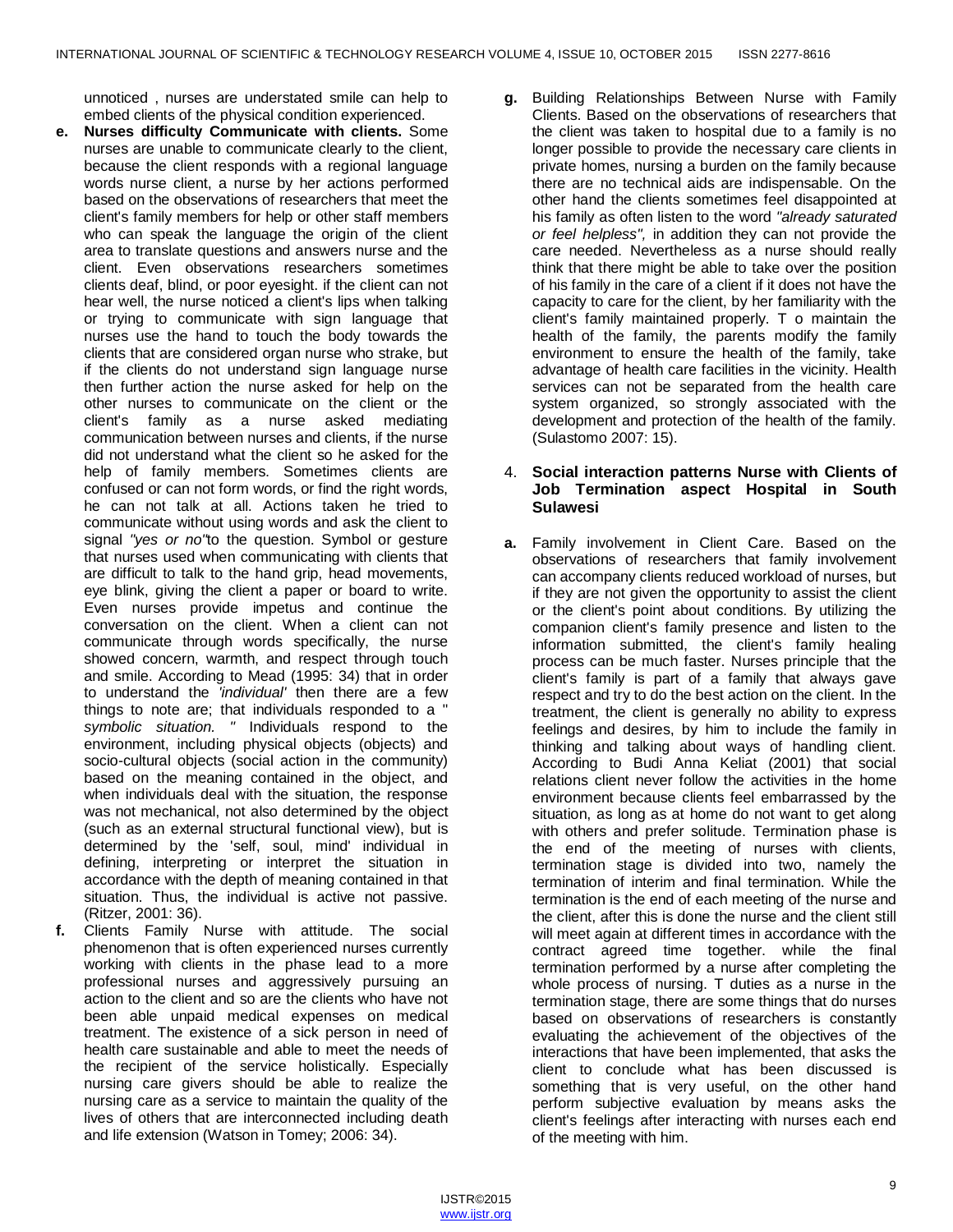unnoticed , nurses are understated smile can help to embed clients of the physical condition experienced.

**e.** **Nurses difficulty Communicate with clients.** Some nurses are unable to communicate clearly to the client, because the client responds with a regional language words nurse client, a nurse by her actions performed based on the observations of researchers that meet the client's family members for help or other staff members who can speak the language the origin of the client area to translate questions and answers nurse and the client. Even observations researchers sometimes clients deaf, blind, or poor eyesight. if the client can not hear well, the nurse noticed a client's lips when talking or trying to communicate with sign language that nurses use the hand to touch the body towards the clients that are considered organ nurse who strake, but if the clients do not understand sign language nurse then further action the nurse asked for help on the other nurses to communicate on the client or the client's family as a nurse asked mediating communication between nurses and clients, if the nurse did not understand what the client so he asked for the help of family members. Sometimes clients are confused or can not form words, or find the right words, he can not talk at all. Actions taken he tried to communicate without using words and ask the client to signal *"yes or no"*to the question. Symbol or gesture that nurses used when communicating with clients that are difficult to talk to the hand grip, head movements, eye blink, giving the client a paper or board to write. Even nurses provide impetus and continue the conversation on the client. When a client can not communicate through words specifically, the nurse showed concern, warmth, and respect through touch and smile. According to Mead (1995: 34) that in order to understand the *'individual'* then there are a few things to note are; that individuals responded to a " *symbolic situation. "* Individuals respond to the environment, including physical objects (objects) and socio-cultural objects (social action in the community) based on the meaning contained in the object, and when individuals deal with the situation, the response was not mechanical, not also determined by the object (such as an external structural functional view), but is determined by the 'self, soul, mind' individual in defining, interpreting or interpret the situation in accordance with the depth of meaning contained in that situation. Thus, the individual is active not passive. (Ritzer, 2001: 36).

**f.** Clients Family Nurse with attitude. The social phenomenon that is often experienced nurses currently working with clients in the phase lead to a more professional nurses and aggressively pursuing an action to the client and so are the clients who have not been able unpaid medical expenses on medical treatment. The existence of a sick person in need of health care sustainable and able to meet the needs of the recipient of the service holistically. Especially nursing care givers should be able to realize the nursing care as a service to maintain the quality of the lives of others that are interconnected including death and life extension (Watson in Tomey; 2006: 34).

**g.** Building Relationships Between Nurse with Family Clients. Based on the observations of researchers that the client was taken to hospital due to a family is no longer possible to provide the necessary care clients in private homes, nursing a burden on the family because there are no technical aids are indispensable. On the other hand the clients sometimes feel disappointed at his family as often listen to the word *"already saturated or feel helpless",* in addition they can not provide the care needed. Nevertheless as a nurse should really think that there might be able to take over the position of his family in the care of a client if it does not have the capacity to care for the client, by her familiarity with the client's family maintained properly. T o maintain the health of the family, the parents modify the family environment to ensure the health of the family, take advantage of health care facilities in the vicinity. Health services can not be separated from the health care system organized, so strongly associated with the development and protection of the health of the family. (Sulastomo 2007: 15).

4. **Social interaction patterns Nurse with Clients of Job Termination aspect Hospital in South Sulawesi**

**a.** Family involvement in Client Care. Based on the observations of researchers that family involvement can accompany clients reduced workload of nurses, but if they are not given the opportunity to assist the client or the client's point about conditions. By utilizing the companion client's family presence and listen to the information submitted, the client's family healing process can be much faster. Nurses principle that the client's family is part of a family that always gave respect and try to do the best action on the client. In the treatment, the client is generally no ability to express feelings and desires, by him to include the family in thinking and talking about ways of handling client. According to Budi Anna Keliat (2001) that social relations client never follow the activities in the home environment because clients feel embarrassed by the situation, as long as at home do not want to get along with others and prefer solitude. Termination phase is the end of the meeting of nurses with clients, termination stage is divided into two, namely the termination of interim and final termination. While the termination is the end of each meeting of the nurse and the client, after this is done the nurse and the client still will meet again at different times in accordance with the contract agreed time together. while the final termination performed by a nurse after completing the whole process of nursing. T duties as a nurse in the termination stage, there are some things that do nurses based on observations of researchers is constantly evaluating the achievement of the objectives of the interactions that have been implemented, that asks the client to conclude what has been discussed is something that is very useful, on the other hand perform subjective evaluation by means asks the client's feelings after interacting with nurses each end of the meeting with him.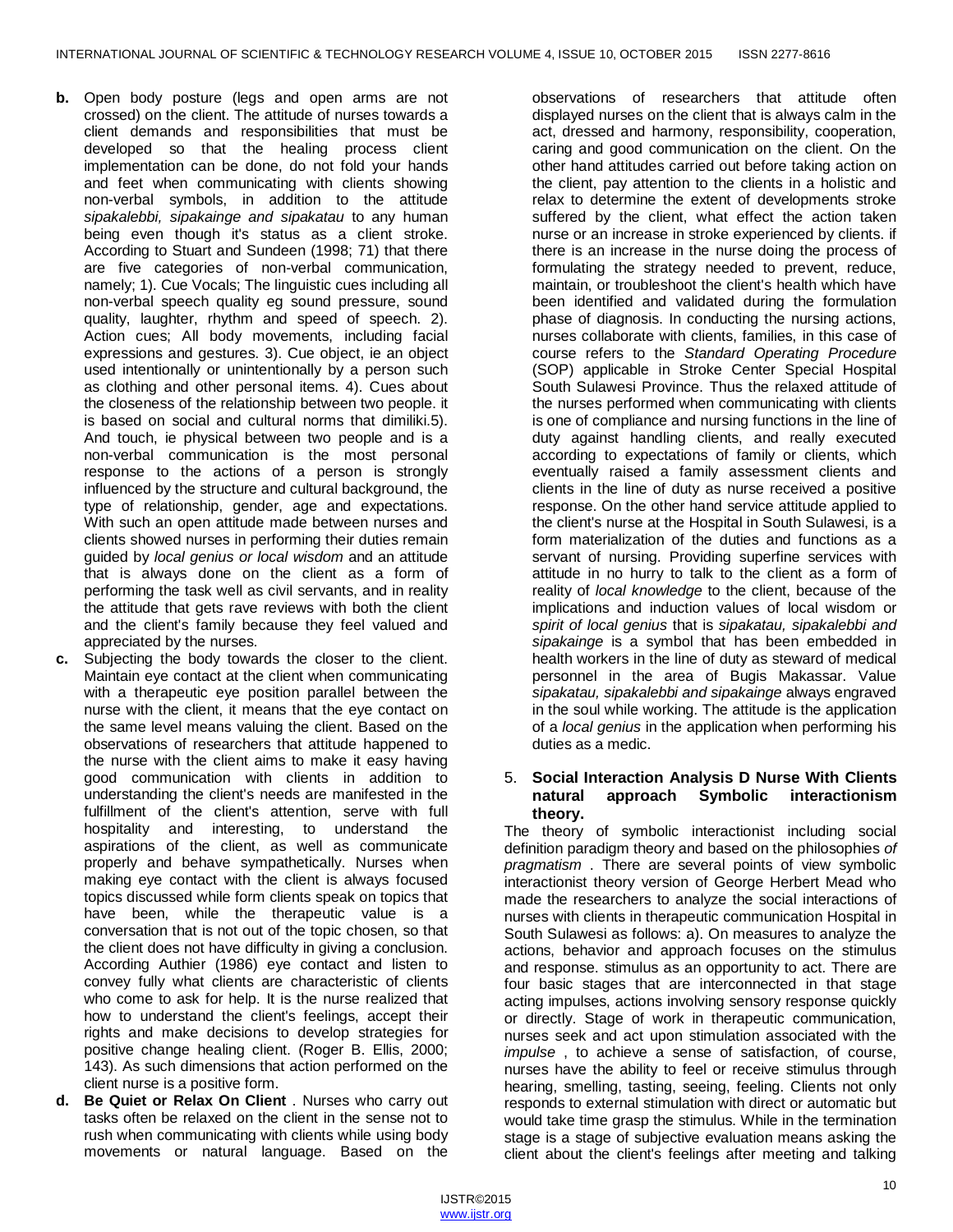**b.** Open body posture (legs and open arms are not crossed) on the client. The attitude of nurses towards a client demands and responsibilities that must be developed so that the healing process client implementation can be done, do not fold your hands and feet when communicating with clients showing non-verbal symbols, in addition to the attitude *sipakalebbi, sipakainge and sipakatau* to any human being even though it's status as a client stroke. According to Stuart and Sundeen (1998; 71) that there are five categories of non-verbal communication, namely; 1). Cue Vocals; The linguistic cues including all non-verbal speech quality eg sound pressure, sound quality, laughter, rhythm and speed of speech. 2). Action cues; All body movements, including facial expressions and gestures. 3). Cue object, ie an object used intentionally or unintentionally by a person such as clothing and other personal items. 4). Cues about the closeness of the relationship between two people. it is based on social and cultural norms that dimiliki.5). And touch, ie physical between two people and is a non-verbal communication is the most personal response to the actions of a person is strongly influenced by the structure and cultural background, the type of relationship, gender, age and expectations. With such an open attitude made between nurses and clients showed nurses in performing their duties remain guided by *local genius or local wisdom* and an attitude that is always done on the client as a form of performing the task well as civil servants, and in reality the attitude that gets rave reviews with both the client and the client's family because they feel valued and appreciated by the nurses.

**c.** Subjecting the body towards the closer to the client. Maintain eye contact at the client when communicating with a therapeutic eye position parallel between the nurse with the client, it means that the eye contact on the same level means valuing the client. Based on the observations of researchers that attitude happened to the nurse with the client aims to make it easy having good communication with clients in addition to understanding the client's needs are manifested in the fulfillment of the client's attention, serve with full hospitality and interesting, to understand the aspirations of the client, as well as communicate properly and behave sympathetically. Nurses when making eye contact with the client is always focused topics discussed while form clients speak on topics that have been, while the therapeutic value is a conversation that is not out of the topic chosen, so that the client does not have difficulty in giving a conclusion. According Authier (1986) eye contact and listen to convey fully what clients are characteristic of clients who come to ask for help. It is the nurse realized that how to understand the client's feelings, accept their rights and make decisions to develop strategies for positive change healing client. (Roger B. Ellis, 2000; 143). As such dimensions that action performed on the client nurse is a positive form.

**d.** **Be Quiet or Relax On Client** . Nurses who carry out tasks often be relaxed on the client in the sense not to rush when communicating with clients while using body movements or natural language. Based on the observations of researchers that attitude often displayed nurses on the client that is always calm in the act, dressed and harmony, responsibility, cooperation, caring and good communication on the client. On the other hand attitudes carried out before taking action on the client, pay attention to the clients in a holistic and relax to determine the extent of developments stroke suffered by the client, what effect the action taken nurse or an increase in stroke experienced by clients. if there is an increase in the nurse doing the process of formulating the strategy needed to prevent, reduce, maintain, or troubleshoot the client's health which have been identified and validated during the formulation phase of diagnosis. In conducting the nursing actions, nurses collaborate with clients, families, in this case of course refers to the *Standard Operating Procedure* (SOP) applicable in Stroke Center Special Hospital South Sulawesi Province. Thus the relaxed attitude of the nurses performed when communicating with clients is one of compliance and nursing functions in the line of duty against handling clients, and really executed according to expectations of family or clients, which eventually raised a family assessment clients and clients in the line of duty as nurse received a positive response. On the other hand service attitude applied to the client's nurse at the Hospital in South Sulawesi, is a form materialization of the duties and functions as a servant of nursing. Providing superfine services with attitude in no hurry to talk to the client as a form of reality of *local knowledge* to the client, because of the implications and induction values of local wisdom or *spirit of local genius* that is *sipakatau, sipakalebbi and sipakainge* is a symbol that has been embedded in health workers in the line of duty as steward of medical personnel in the area of Bugis Makassar. Value *sipakatau, sipakalebbi and sipakainge* always engraved in the soul while working. The attitude is the application of a *local genius* in the application when performing his duties as a medic.

5. **Social Interaction Analysis D Nurse With Clients natural approach Symbolic interactionism theory.**

The theory of symbolic interactionist including social definition paradigm theory and based on the philosophies *of pragmatism* . There are several points of view symbolic interactionist theory version of George Herbert Mead who made the researchers to analyze the social interactions of nurses with clients in therapeutic communication Hospital in South Sulawesi as follows: a). On measures to analyze the actions, behavior and approach focuses on the stimulus and response. stimulus as an opportunity to act. There are four basic stages that are interconnected in that stage acting impulses, actions involving sensory response quickly or directly. Stage of work in therapeutic communication, nurses seek and act upon stimulation associated with the *impulse* , to achieve a sense of satisfaction, of course, nurses have the ability to feel or receive stimulus through hearing, smelling, tasting, seeing, feeling. Clients not only responds to external stimulation with direct or automatic but would take time grasp the stimulus. While in the termination stage is a stage of subjective evaluation means asking the client about the client's feelings after meeting and talking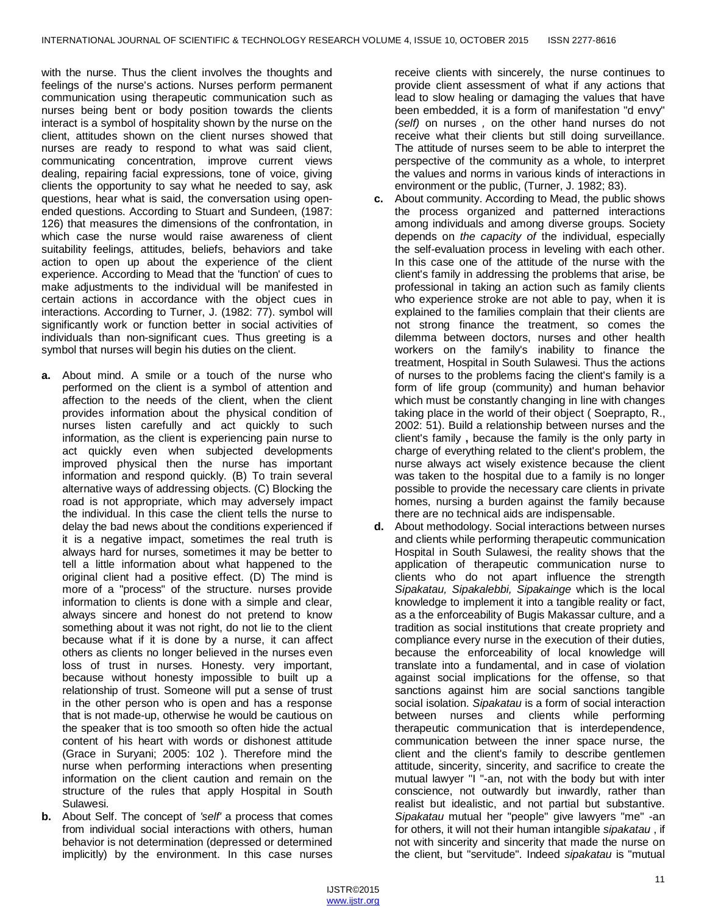with the nurse. Thus the client involves the thoughts and feelings of the nurse's actions. Nurses perform permanent communication using therapeutic communication such as nurses being bent or body position towards the clients interact is a symbol of hospitality shown by the nurse on the client, attitudes shown on the client nurses showed that nurses are ready to respond to what was said client, communicating concentration, improve current views dealing, repairing facial expressions, tone of voice, giving clients the opportunity to say what he needed to say, ask questions, hear what is said, the conversation using open-ended questions. According to Stuart and Sundeen, (1987: 126) that measures the dimensions of the confrontation, in which case the nurse would raise awareness of client suitability feelings, attitudes, beliefs, behaviors and take action to open up about the experience of the client experience. According to Mead that the 'function' of cues to make adjustments to the individual will be manifested in certain actions in accordance with the object cues in interactions. According to Turner, J. (1982: 77). symbol will significantly work or function better in social activities of individuals than non-significant cues. Thus greeting is a symbol that nurses will begin his duties on the client.

**a.** About mind. A smile or a touch of the nurse who performed on the client is a symbol of attention and affection to the needs of the client, when the client provides information about the physical condition of nurses listen carefully and act quickly to such information, as the client is experiencing pain nurse to act quickly even when subjected developments improved physical then the nurse has important information and respond quickly. (B) To train several alternative ways of addressing objects. (C) Blocking the road is not appropriate, which may adversely impact the individual. In this case the client tells the nurse to delay the bad news about the conditions experienced if it is a negative impact, sometimes the real truth is always hard for nurses, sometimes it may be better to tell a little information about what happened to the original client had a positive effect. (D) The mind is more of a "process" of the structure. nurses provide information to clients is done with a simple and clear, always sincere and honest do not pretend to know something about it was not right, do not lie to the client because what if it is done by a nurse, it can affect others as clients no longer believed in the nurses even loss of trust in nurses. Honesty. very important, because without honesty impossible to built up a relationship of trust. Someone will put a sense of trust in the other person who is open and has a response that is not made-up, otherwise he would be cautious on the speaker that is too smooth so often hide the actual content of his heart with words or dishonest attitude (Grace in Suryani; 2005: 102 ). Therefore mind the nurse when performing interactions when presenting information on the client caution and remain on the structure of the rules that apply Hospital in South Sulawesi.

**b.** About Self. The concept of *'self'* a process that comes from individual social interactions with others, human behavior is not determination (depressed or determined implicitly) by the environment. In this case nurses receive clients with sincerely, the nurse continues to provide client assessment of what if any actions that lead to slow healing or damaging the values that have been embedded, it is a form of manifestation "d envy" *(self)* on nurses , on the other hand nurses do not receive what their clients but still doing surveillance. The attitude of nurses seem to be able to interpret the perspective of the community as a whole, to interpret the values and norms in various kinds of interactions in environment or the public, (Turner, J. 1982; 83).

**c.** About community. According to Mead, the public shows the process organized and patterned interactions among individuals and among diverse groups. Society depends on *the capacity of* the individual, especially the self-evaluation process in leveling with each other. In this case one of the attitude of the nurse with the client's family in addressing the problems that arise, be professional in taking an action such as family clients who experience stroke are not able to pay, when it is explained to the families complain that their clients are not strong finance the treatment, so comes the dilemma between doctors, nurses and other health workers on the family's inability to finance the treatment, Hospital in South Sulawesi. Thus the actions of nurses to the problems facing the client's family is a form of life group (community) and human behavior which must be constantly changing in line with changes taking place in the world of their object ( Soeprapto, R., 2002: 51). Build a relationship between nurses and the client's family **,** because the family is the only party in charge of everything related to the client's problem, the nurse always act wisely existence because the client was taken to the hospital due to a family is no longer possible to provide the necessary care clients in private homes, nursing a burden against the family because there are no technical aids are indispensable.

**d.** About methodology. Social interactions between nurses and clients while performing therapeutic communication Hospital in South Sulawesi, the reality shows that the application of therapeutic communication nurse to clients who do not apart influence the strength *Sipakatau, Sipakalebbi, Sipakainge* which is the local knowledge to implement it into a tangible reality or fact, as a the enforceability of Bugis Makassar culture, and a tradition as social institutions that create propriety and compliance every nurse in the execution of their duties, because the enforceability of local knowledge will translate into a fundamental, and in case of violation against social implications for the offense, so that sanctions against him are social sanctions tangible social isolation. *Sipakatau* is a form of social interaction between nurses and clients while performing therapeutic communication that is interdependence, communication between the inner space nurse, the client and the client's family to describe gentlemen attitude, sincerity, sincerity, and sacrifice to create the mutual lawyer "I "-an, not with the body but with inter conscience, not outwardly but inwardly, rather than realist but idealistic, and not partial but substantive. *Sipakatau* mutual her "people" give lawyers "me" -an for others, it will not their human intangible *sipakatau* , if not with sincerity and sincerity that made the nurse on the client, but "servitude". Indeed *sipakatau* is "mutual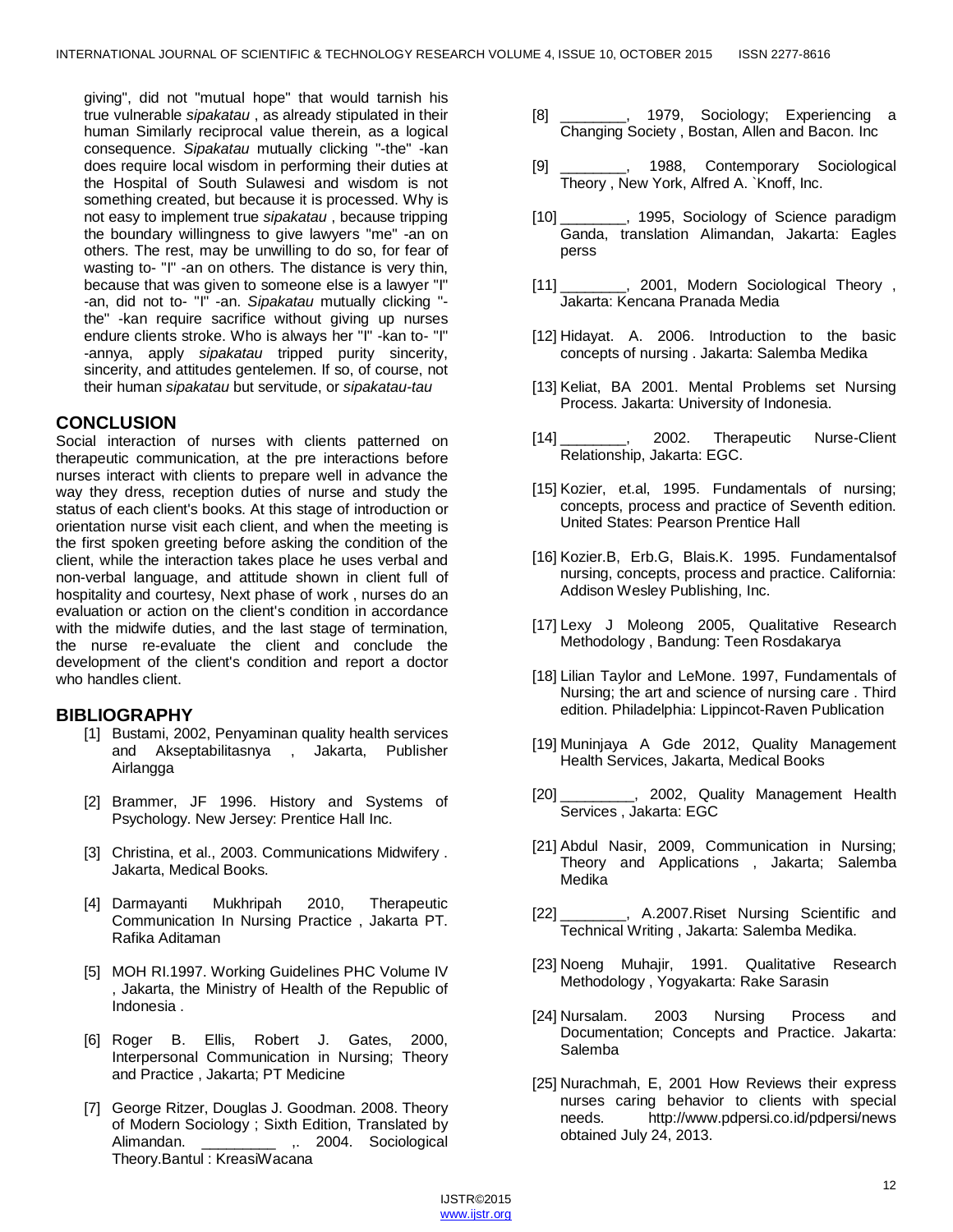giving", did not "mutual hope" that would tarnish his true vulnerable *sipakatau* , as already stipulated in their human Similarly reciprocal value therein, as a logical consequence. *Sipakatau* mutually clicking "-the" -kan does require local wisdom in performing their duties at the Hospital of South Sulawesi and wisdom is not something created, but because it is processed. Why is not easy to implement true *sipakatau* , because tripping the boundary willingness to give lawyers "me" -an on others. The rest, may be unwilling to do so, for fear of wasting to- "I" -an on others. The distance is very thin, because that was given to someone else is a lawyer "I" -an, did not to- "I" -an. *Sipakatau* mutually clicking "-the" -kan require sacrifice without giving up nurses endure clients stroke. Who is always her "I" -kan to- "I" -annya, apply *sipakatau* tripped purity sincerity, sincerity, and attitudes gentelemen. If so, of course, not their human *sipakatau* but servitude, or *sipakatau-tau*

## CONCLUSION

Social interaction of nurses with clients patterned on therapeutic communication, at the pre interactions before nurses interact with clients to prepare well in advance the way they dress, reception duties of nurse and study the status of each client's books. At this stage of introduction or orientation nurse visit each client, and when the meeting is the first spoken greeting before asking the condition of the client, while the interaction takes place he uses verbal and non-verbal language, and attitude shown in client full of hospitality and courtesy, Next phase of work , nurses do an evaluation or action on the client's condition in accordance with the midwife duties, and the last stage of termination, the nurse re-evaluate the client and conclude the development of the client's condition and report a doctor who handles client.

## BIBLIOGRAPHY

[1] Bustami, 2002, Penyaminan quality health services and Akseptabilitasnya , Jakarta, Publisher Airlangga

[2] Brammer, JF 1996. History and Systems of Psychology. New Jersey: Prentice Hall Inc.

[3] Christina, et al., 2003. Communications Midwifery . Jakarta, Medical Books.

[4] Darmayanti Mukhripah 2010, Therapeutic Communication In Nursing Practice , Jakarta PT. Rafika Aditaman

[5] MOH RI.1997. Working Guidelines PHC Volume IV , Jakarta, the Ministry of Health of the Republic of Indonesia .

[6] Roger B. Ellis, Robert J. Gates, 2000, Interpersonal Communication in Nursing; Theory and Practice , Jakarta; PT Medicine

[7] George Ritzer, Douglas J. Goodman. 2008. Theory of Modern Sociology ; Sixth Edition, Translated by Alimandan. _________ ,. 2004. Sociological Theory.Bantul : KreasiWacana

[8] ________, 1979, Sociology; Experiencing a Changing Society , Bostan, Allen and Bacon. Inc

[9] ________, 1988, Contemporary Sociological Theory , New York, Alfred A. `Knoff, Inc.

[10] ________, 1995, Sociology of Science paradigm Ganda, translation Alimandan, Jakarta: Eagles perss

[11] ________, 2001, Modern Sociological Theory , Jakarta: Kencana Pranada Media

[12] Hidayat. A. 2006. Introduction to the basic concepts of nursing . Jakarta: Salemba Medika

[13] Keliat, BA 2001. Mental Problems set Nursing Process. Jakarta: University of Indonesia.

[14] ________, 2002. Therapeutic Nurse-Client Relationship, Jakarta: EGC.

[15] Kozier, et.al, 1995. Fundamentals of nursing; concepts, process and practice of Seventh edition. United States: Pearson Prentice Hall

[16] Kozier.B, Erb.G, Blais.K. 1995. Fundamentalsof nursing, concepts, process and practice. California: Addison Wesley Publishing, Inc.

[17] Lexy J Moleong 2005, Qualitative Research Methodology , Bandung: Teen Rosdakarya

[18] Lilian Taylor and LeMone. 1997, Fundamentals of Nursing; the art and science of nursing care . Third edition. Philadelphia: Lippincot-Raven Publication

[19] Muninjaya A Gde 2012, Quality Management Health Services, Jakarta, Medical Books

[20] _________, 2002, Quality Management Health Services , Jakarta: EGC

[21] Abdul Nasir, 2009, Communication in Nursing; Theory and Applications , Jakarta; Salemba Medika

[22] ________, A.2007.Riset Nursing Scientific and Technical Writing , Jakarta: Salemba Medika.

[23] Noeng Muhajir, 1991. Qualitative Research Methodology , Yogyakarta: Rake Sarasin

[24] Nursalam. 2003 Nursing Process and Documentation; Concepts and Practice. Jakarta: Salemba

[25] Nurachmah, E, 2001 How Reviews their express nurses caring behavior to clients with special needs. http://www.pdpersi.co.id/pdpersi/news obtained July 24, 2013.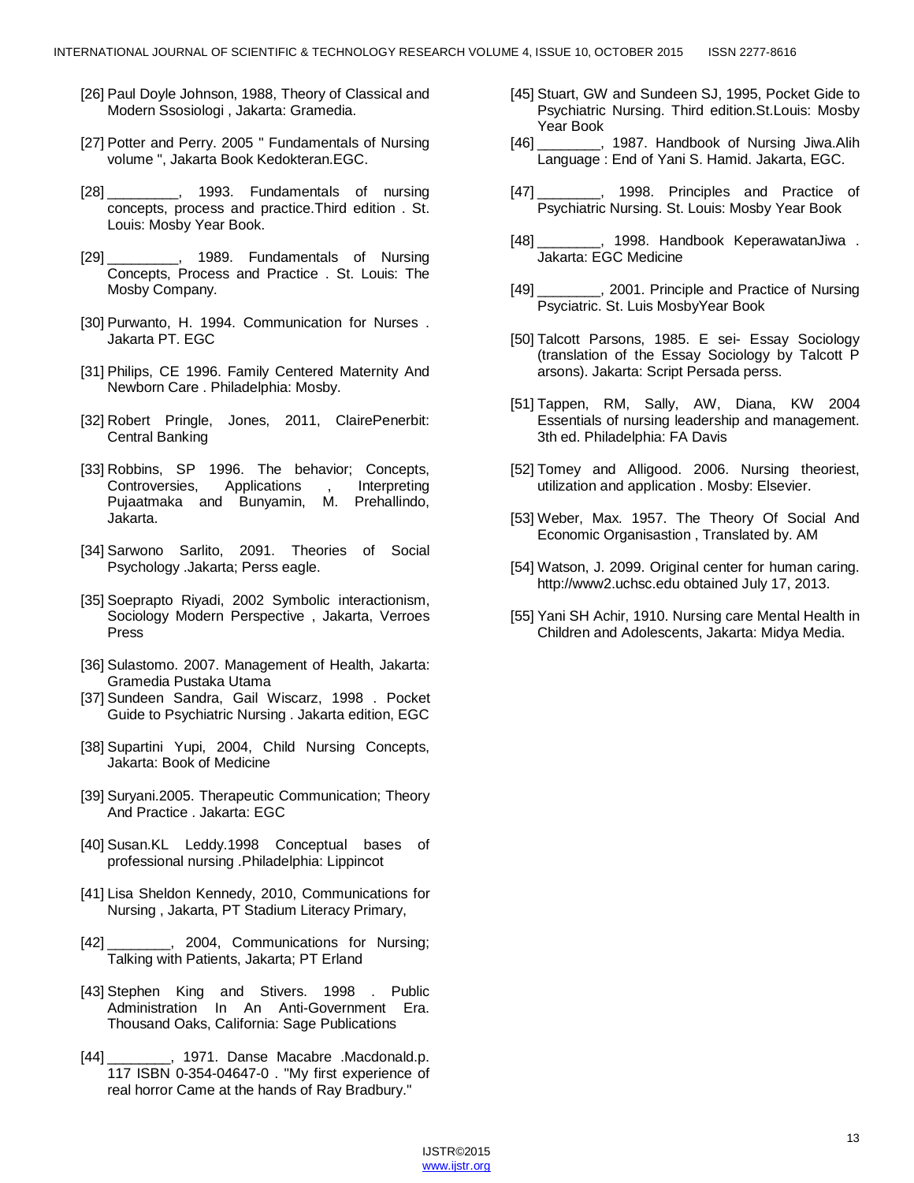[26] Paul Doyle Johnson, 1988, Theory of Classical and Modern Ssosiologi , Jakarta: Gramedia.

[27] Potter and Perry. 2005 " Fundamentals of Nursing volume ", Jakarta Book Kedokteran.EGC.

[28] _________, 1993. Fundamentals of nursing concepts, process and practice.Third edition . St. Louis: Mosby Year Book.

[29] _________, 1989. Fundamentals of Nursing Concepts, Process and Practice . St. Louis: The Mosby Company.

[30] Purwanto, H. 1994. Communication for Nurses . Jakarta PT. EGC

[31] Philips, CE 1996. Family Centered Maternity And Newborn Care . Philadelphia: Mosby.

[32] Robert Pringle, Jones, 2011, ClairePenerbit: Central Banking

[33] Robbins, SP 1996. The behavior; Concepts, Controversies, Applications , Interpreting Pujaatmaka and Bunyamin, M. Prehallindo, Jakarta.

[34] Sarwono Sarlito, 2091. Theories of Social Psychology .Jakarta; Perss eagle.

[35] Soeprapto Riyadi, 2002 Symbolic interactionism, Sociology Modern Perspective , Jakarta, Verroes Press

[36] Sulastomo. 2007. Management of Health, Jakarta: Gramedia Pustaka Utama

[37] Sundeen Sandra, Gail Wiscarz, 1998 . Pocket Guide to Psychiatric Nursing . Jakarta edition, EGC

[38] Supartini Yupi, 2004, Child Nursing Concepts, Jakarta: Book of Medicine

[39] Suryani.2005. Therapeutic Communication; Theory And Practice . Jakarta: EGC

[40] Susan.KL Leddy.1998 Conceptual bases of professional nursing .Philadelphia: Lippincot

[41] Lisa Sheldon Kennedy, 2010, Communications for Nursing , Jakarta, PT Stadium Literacy Primary,

[42] ________, 2004, Communications for Nursing; Talking with Patients, Jakarta; PT Erland

[43] Stephen King and Stivers. 1998 . Public Administration In An Anti-Government Era. Thousand Oaks, California: Sage Publications

[44] ________, 1971. Danse Macabre .Macdonald.p. 117 ISBN 0-354-04647-0 . "My first experience of real horror Came at the hands of Ray Bradbury."

[45] Stuart, GW and Sundeen SJ, 1995, Pocket Gide to Psychiatric Nursing. Third edition.St.Louis: Mosby Year Book

[46] ________, 1987. Handbook of Nursing Jiwa.Alih Language : End of Yani S. Hamid. Jakarta, EGC.

[47] ________, 1998. Principles and Practice of Psychiatric Nursing. St. Louis: Mosby Year Book

[48] ________, 1998. Handbook KeperawatanJiwa . Jakarta: EGC Medicine

[49] ________, 2001. Principle and Practice of Nursing Psyciatric. St. Luis MosbyYear Book

[50] Talcott Parsons, 1985. E sei- Essay Sociology (translation of the Essay Sociology by Talcott P arsons). Jakarta: Script Persada perss.

[51] Tappen, RM, Sally, AW, Diana, KW 2004 Essentials of nursing leadership and management. 3th ed. Philadelphia: FA Davis

[52] Tomey and Alligood. 2006. Nursing theoriest, utilization and application . Mosby: Elsevier.

[53] Weber, Max. 1957. The Theory Of Social And Economic Organisastion , Translated by. AM

[54] Watson, J. 2099. Original center for human caring. http://www2.uchsc.edu obtained July 17, 2013.

[55] Yani SH Achir, 1910. Nursing care Mental Health in Children and Adolescents, Jakarta: Midya Media.